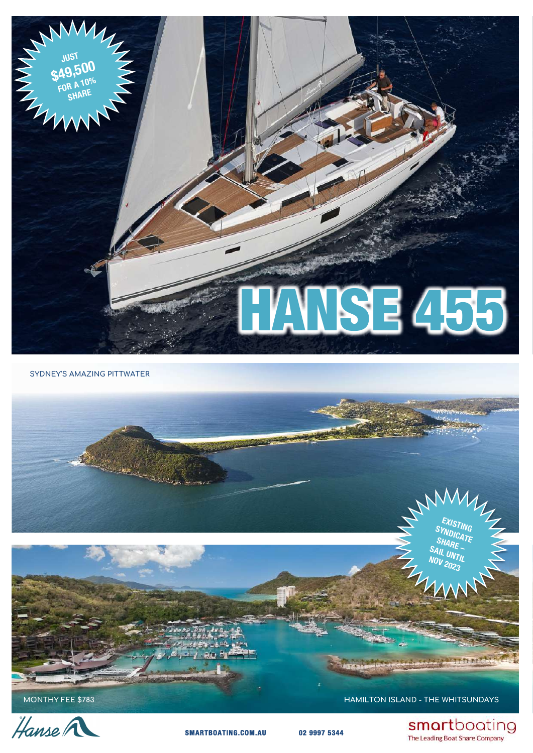JUST
$49,500
FOR A 10%
SHARE

# HANSE 455

SYDNEY'S AMAZING PITTWATER

EXISTING SYNDICATE SHARE – SAIL UNTIL NOV 2023

MONTHY FEE $783

HAMILTON ISLAND - THE WHITSUNDAYS

Hanse

SMARTBOATING.COM.AU

02 9997 5344

smartboating
The Leading Boat Share Company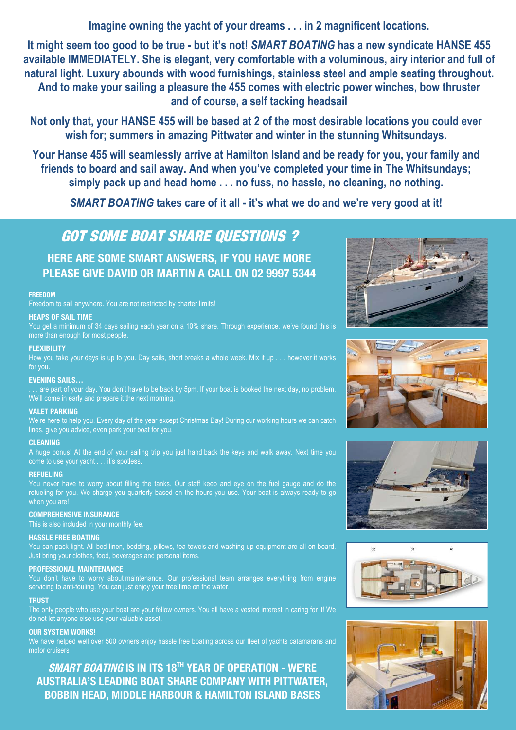**Imagine owning the yacht of your dreams . . . in 2 magnificent locations.**

**It might seem too good to be true - but it's not! *SMART BOATING* has a new syndicate HANSE 455 available IMMEDIATELY. She is elegant, very comfortable with a voluminous, airy interior and full of natural light. Luxury abounds with wood furnishings, stainless steel and ample seating throughout. And to make your sailing a pleasure the 455 comes with electric power winches, bow thruster and of course, a self tacking headsail**

**Not only that, your HANSE 455 will be based at 2 of the most desirable locations you could ever wish for; summers in amazing Pittwater and winter in the stunning Whitsundays.**

**Your Hanse 455 will seamlessly arrive at Hamilton Island and be ready for you, your family and friends to board and sail away. And when you've completed your time in The Whitsundays; simply pack up and head home . . . no fuss, no hassle, no cleaning, no nothing.**

***SMART BOATING* takes care of it all - it's what we do and we're very good at it!**

## *GOT SOME BOAT SHARE QUESTIONS ?*

### HERE ARE SOME SMART ANSWERS, IF YOU HAVE MORE PLEASE GIVE DAVID OR MARTIN A CALL ON 02 9997 5344

**FREEDOM**
Freedom to sail anywhere. You are not restricted by charter limits!

**HEAPS OF SAIL TIME**
You get a minimum of 34 days sailing each year on a 10% share. Through experience, we've found this is more than enough for most people.

**FLEXIBILITY**
How you take your days is up to you. Day sails, short breaks a whole week. Mix it up . . . however it works for you.

**EVENING SAILS…**
. . . are part of your day. You don't have to be back by 5pm. If your boat is booked the next day, no problem. We'll come in early and prepare it the next morning.

**VALET PARKING**
We're here to help you. Every day of the year except Christmas Day! During our working hours we can catch lines, give you advice, even park your boat for you.

**CLEANING**
A huge bonus! At the end of your sailing trip you just hand back the keys and walk away. Next time you come to use your yacht . . . it's spotless.

**REFUELING**
You never have to worry about filling the tanks. Our staff keep and eye on the fuel gauge and do the refueling for you. We charge you quarterly based on the hours you use. Your boat is always ready to go when you are!

**COMPREHENSIVE INSURANCE**
This is also included in your monthly fee.

**HASSLE FREE BOATING**
You can pack light. All bed linen, bedding, pillows, tea towels and washing-up equipment are all on board. Just bring your clothes, food, beverages and personal items.

**PROFESSIONAL MAINTENANCE**
You don't have to worry about maintenance. Our professional team arranges everything from engine servicing to anti-fouling. You can just enjoy your free time on the water.

**TRUST**
The only people who use your boat are your fellow owners. You all have a vested interest in caring for it! We do not let anyone else use your valuable asset.

**OUR SYSTEM WORKS!**
We have helped well over 500 owners enjoy hassle free boating across our fleet of yachts catamarans and motor cruisers

### *SMART BOATING* IS IN ITS 18TH YEAR OF OPERATION - WE'RE AUSTRALIA'S LEADING BOAT SHARE COMPANY WITH PITTWATER, BOBBIN HEAD, MIDDLE HARBOUR & HAMILTON ISLAND BASES